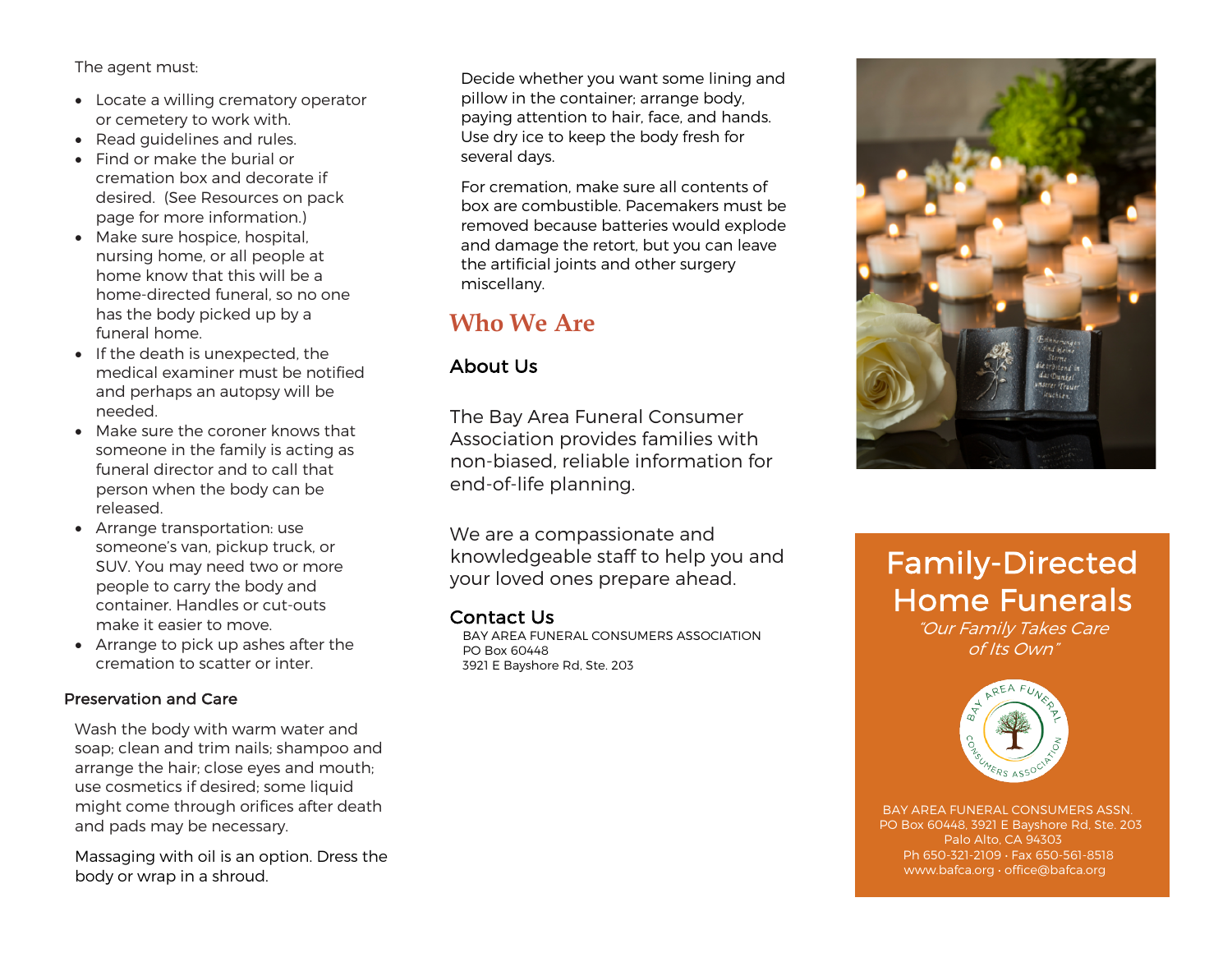The agent must:

- Locate a willing crematory operator or cemetery to work with.
- Read guidelines and rules.
- Find or make the burial or cremation box and decorate if desired. (See Resources on pack page for more information.)
- Make sure hospice, hospital, nursing home, or all people at home know that this will be a home-directed funeral, so no one has the body picked up by a funeral home.
- If the death is unexpected, the medical examiner must be notified and perhaps an autopsy will be needed.
- Make sure the coroner knows that someone in the family is acting as funeral director and to call that person when the body can be released.
- Arrange transportation: use someone's van, pickup truck, or SUV. You may need two or more people to carry the body and container. Handles or cut-outs make it easier to move.
- Arrange to pick up ashes after the cremation to scatter or inter.

### Preservation and Care

Wash the body with warm water and soap; clean and trim nails; shampoo and arrange the hair; close eyes and mouth; use cosmetics if desired; some liquid might come through orifices after death and pads may be necessary.

Massaging with oil is an option. Dress the body or wrap in a shroud.

Decide whether you want some lining and pillow in the container; arrange body, paying attention to hair, face, and hands. Use dry ice to keep the body fresh for several days.

For cremation, make sure all contents of box are combustible. Pacemakers must be removed because batteries would explode and damage the retort, but you can leave the artificial joints and other surgery miscellany.

## Who We Are

### About Us

The Bay Area Funeral Consumer Association provides families with non-biased, reliable information for end-of-life planning.

We are a compassionate and knowledgeable staff to help you and your loved ones prepare ahead.

### Contact Us

BAY AREA FUNERAL CONSUMERS ASSOCIATION
PO Box 60448
3921 E Bayshore Rd, Ste. 203

# Family-Directed Home Funerals

*"Our Family Takes Care of Its Own"*

BAY AREA FUNERAL CONSUMERS ASSN.
PO Box 60448, 3921 E Bayshore Rd, Ste. 203
Palo Alto, CA 94303
Ph 650-321-2109 · Fax 650-561-8518
www.bafca.org · office@bafca.org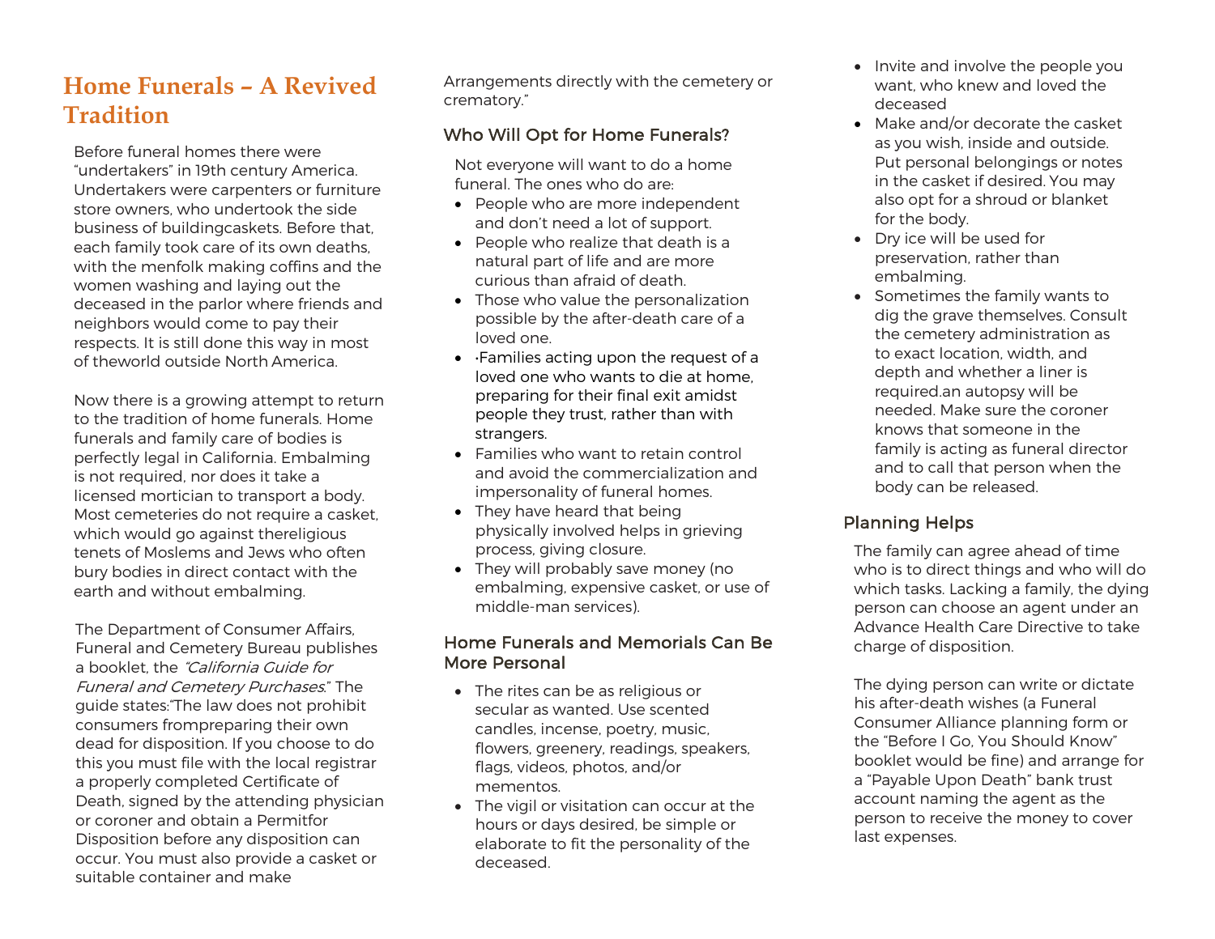# Home Funerals – A Revived Tradition

Before funeral homes there were "undertakers" in 19th century America. Undertakers were carpenters or furniture store owners, who undertook the side business of buildingcaskets. Before that, each family took care of its own deaths, with the menfolk making coffins and the women washing and laying out the deceased in the parlor where friends and neighbors would come to pay their respects. It is still done this way in most of theworld outside North America.

Now there is a growing attempt to return to the tradition of home funerals. Home funerals and family care of bodies is perfectly legal in California. Embalming is not required, nor does it take a licensed mortician to transport a body. Most cemeteries do not require a casket, which would go against thereligious tenets of Moslems and Jews who often bury bodies in direct contact with the earth and without embalming.

The Department of Consumer Affairs, Funeral and Cemetery Bureau publishes a booklet, the *"California Guide for Funeral and Cemetery Purchases."* The guide states:"The law does not prohibit consumers frompreparing their own dead for disposition. If you choose to do this you must file with the local registrar a properly completed Certificate of Death, signed by the attending physician or coroner and obtain a Permitfor Disposition before any disposition can occur. You must also provide a casket or suitable container and make Arrangements directly with the cemetery or crematory."

## Who Will Opt for Home Funerals?

Not everyone will want to do a home funeral. The ones who do are:

- People who are more independent and don't need a lot of support.
- People who realize that death is a natural part of life and are more curious than afraid of death.
- Those who value the personalization possible by the after-death care of a loved one.
- ·Families acting upon the request of a loved one who wants to die at home, preparing for their final exit amidst people they trust, rather than with strangers.
- Families who want to retain control and avoid the commercialization and impersonality of funeral homes.
- They have heard that being physically involved helps in grieving process, giving closure.
- They will probably save money (no embalming, expensive casket, or use of middle-man services).

## Home Funerals and Memorials Can Be More Personal

- The rites can be as religious or secular as wanted. Use scented candles, incense, poetry, music, flowers, greenery, readings, speakers, flags, videos, photos, and/or mementos.
- The vigil or visitation can occur at the hours or days desired, be simple or elaborate to fit the personality of the deceased.
- Invite and involve the people you want, who knew and loved the deceased
- Make and/or decorate the casket as you wish, inside and outside. Put personal belongings or notes in the casket if desired. You may also opt for a shroud or blanket for the body.
- Dry ice will be used for preservation, rather than embalming.
- Sometimes the family wants to dig the grave themselves. Consult the cemetery administration as to exact location, width, and depth and whether a liner is required.an autopsy will be needed. Make sure the coroner knows that someone in the family is acting as funeral director and to call that person when the body can be released.

## Planning Helps

The family can agree ahead of time who is to direct things and who will do which tasks. Lacking a family, the dying person can choose an agent under an Advance Health Care Directive to take charge of disposition.

The dying person can write or dictate his after-death wishes (a Funeral Consumer Alliance planning form or the "Before I Go, You Should Know" booklet would be fine) and arrange for a "Payable Upon Death" bank trust account naming the agent as the person to receive the money to cover last expenses.